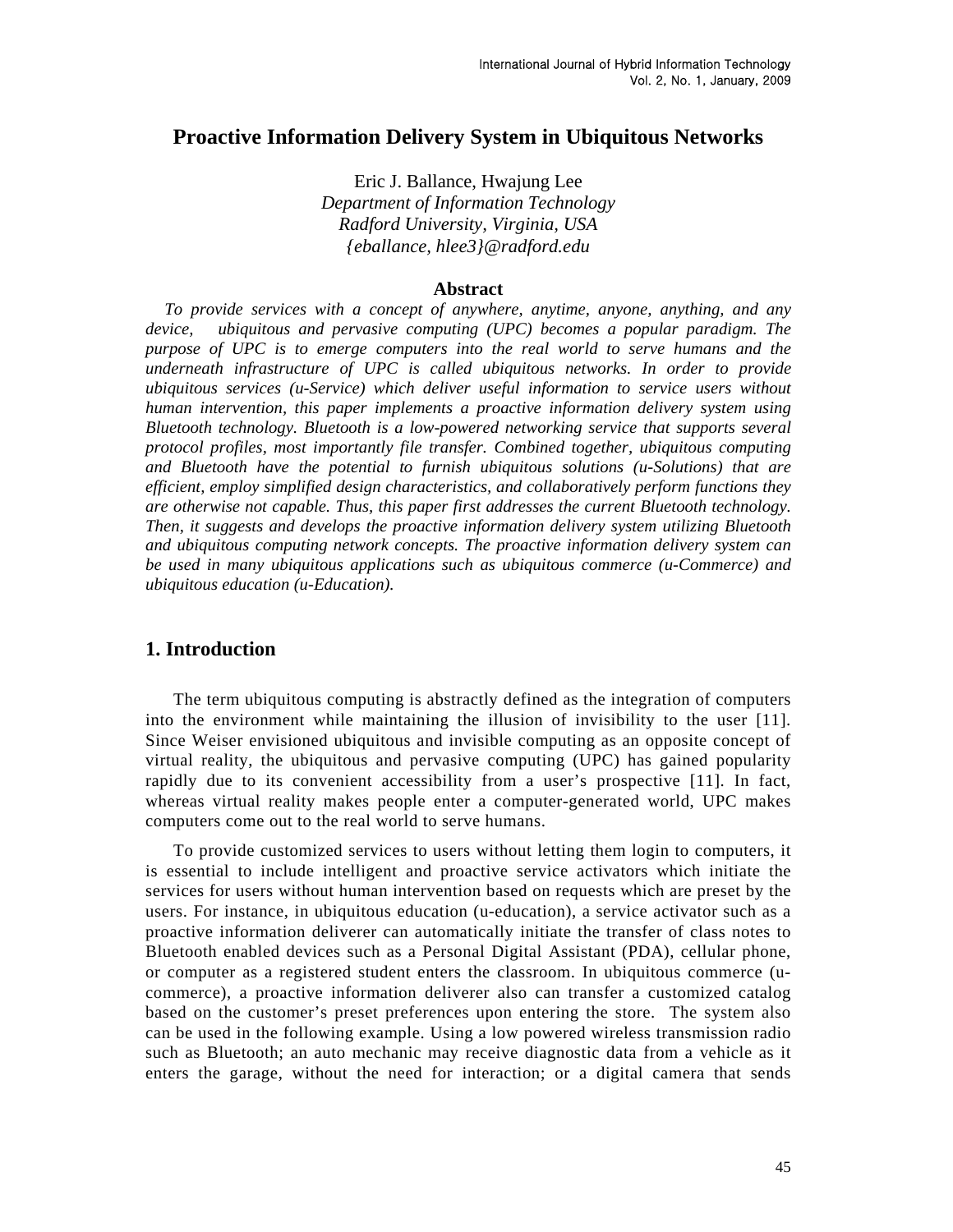# Proactive Information Delivery System in Ubiquitous Networks

Eric J. Ballance, Hwajung Lee

*Department of Information Technology*

*Radford University, Virginia, USA*

*{eballance, hlee3}@radford.edu*

## Abstract

*To provide services with a concept of anywhere, anytime, anyone, anything, and any device, ubiquitous and pervasive computing (UPC) becomes a popular paradigm. The purpose of UPC is to emerge computers into the real world to serve humans and the underneath infrastructure of UPC is called ubiquitous networks. In order to provide ubiquitous services (u-Service) which deliver useful information to service users without human intervention, this paper implements a proactive information delivery system using Bluetooth technology. Bluetooth is a low-powered networking service that supports several protocol profiles, most importantly file transfer. Combined together, ubiquitous computing and Bluetooth have the potential to furnish ubiquitous solutions (u-Solutions) that are efficient, employ simplified design characteristics, and collaboratively perform functions they are otherwise not capable. Thus, this paper first addresses the current Bluetooth technology. Then, it suggests and develops the proactive information delivery system utilizing Bluetooth and ubiquitous computing network concepts. The proactive information delivery system can be used in many ubiquitous applications such as ubiquitous commerce (u-Commerce) and ubiquitous education (u-Education).*

## 1. Introduction

The term ubiquitous computing is abstractly defined as the integration of computers into the environment while maintaining the illusion of invisibility to the user [11]. Since Weiser envisioned ubiquitous and invisible computing as an opposite concept of virtual reality, the ubiquitous and pervasive computing (UPC) has gained popularity rapidly due to its convenient accessibility from a user's prospective [11]. In fact, whereas virtual reality makes people enter a computer-generated world, UPC makes computers come out to the real world to serve humans.

To provide customized services to users without letting them login to computers, it is essential to include intelligent and proactive service activators which initiate the services for users without human intervention based on requests which are preset by the users. For instance, in ubiquitous education (u-education), a service activator such as a proactive information deliverer can automatically initiate the transfer of class notes to Bluetooth enabled devices such as a Personal Digital Assistant (PDA), cellular phone, or computer as a registered student enters the classroom. In ubiquitous commerce (u-commerce), a proactive information deliverer also can transfer a customized catalog based on the customer's preset preferences upon entering the store. The system also can be used in the following example. Using a low powered wireless transmission radio such as Bluetooth; an auto mechanic may receive diagnostic data from a vehicle as it enters the garage, without the need for interaction; or a digital camera that sends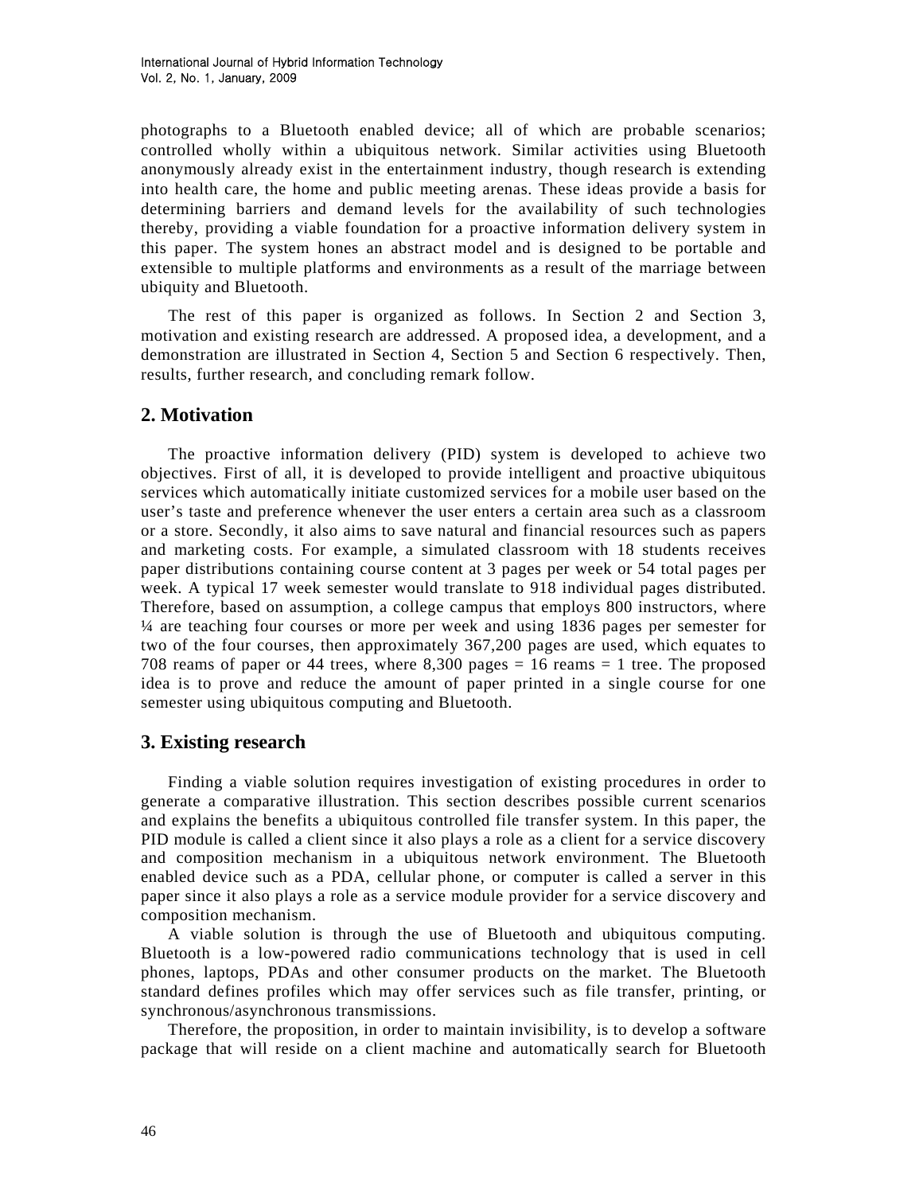photographs to a Bluetooth enabled device; all of which are probable scenarios; controlled wholly within a ubiquitous network. Similar activities using Bluetooth anonymously already exist in the entertainment industry, though research is extending into health care, the home and public meeting arenas. These ideas provide a basis for determining barriers and demand levels for the availability of such technologies thereby, providing a viable foundation for a proactive information delivery system in this paper. The system hones an abstract model and is designed to be portable and extensible to multiple platforms and environments as a result of the marriage between ubiquity and Bluetooth.

The rest of this paper is organized as follows. In Section 2 and Section 3, motivation and existing research are addressed. A proposed idea, a development, and a demonstration are illustrated in Section 4, Section 5 and Section 6 respectively. Then, results, further research, and concluding remark follow.

## 2. Motivation

The proactive information delivery (PID) system is developed to achieve two objectives. First of all, it is developed to provide intelligent and proactive ubiquitous services which automatically initiate customized services for a mobile user based on the user's taste and preference whenever the user enters a certain area such as a classroom or a store. Secondly, it also aims to save natural and financial resources such as papers and marketing costs. For example, a simulated classroom with 18 students receives paper distributions containing course content at 3 pages per week or 54 total pages per week. A typical 17 week semester would translate to 918 individual pages distributed. Therefore, based on assumption, a college campus that employs 800 instructors, where ¼ are teaching four courses or more per week and using 1836 pages per semester for two of the four courses, then approximately 367,200 pages are used, which equates to 708 reams of paper or 44 trees, where 8,300 pages = 16 reams = 1 tree. The proposed idea is to prove and reduce the amount of paper printed in a single course for one semester using ubiquitous computing and Bluetooth.

## 3. Existing research

Finding a viable solution requires investigation of existing procedures in order to generate a comparative illustration. This section describes possible current scenarios and explains the benefits a ubiquitous controlled file transfer system. In this paper, the PID module is called a client since it also plays a role as a client for a service discovery and composition mechanism in a ubiquitous network environment. The Bluetooth enabled device such as a PDA, cellular phone, or computer is called a server in this paper since it also plays a role as a service module provider for a service discovery and composition mechanism.

A viable solution is through the use of Bluetooth and ubiquitous computing. Bluetooth is a low-powered radio communications technology that is used in cell phones, laptops, PDAs and other consumer products on the market. The Bluetooth standard defines profiles which may offer services such as file transfer, printing, or synchronous/asynchronous transmissions.

Therefore, the proposition, in order to maintain invisibility, is to develop a software package that will reside on a client machine and automatically search for Bluetooth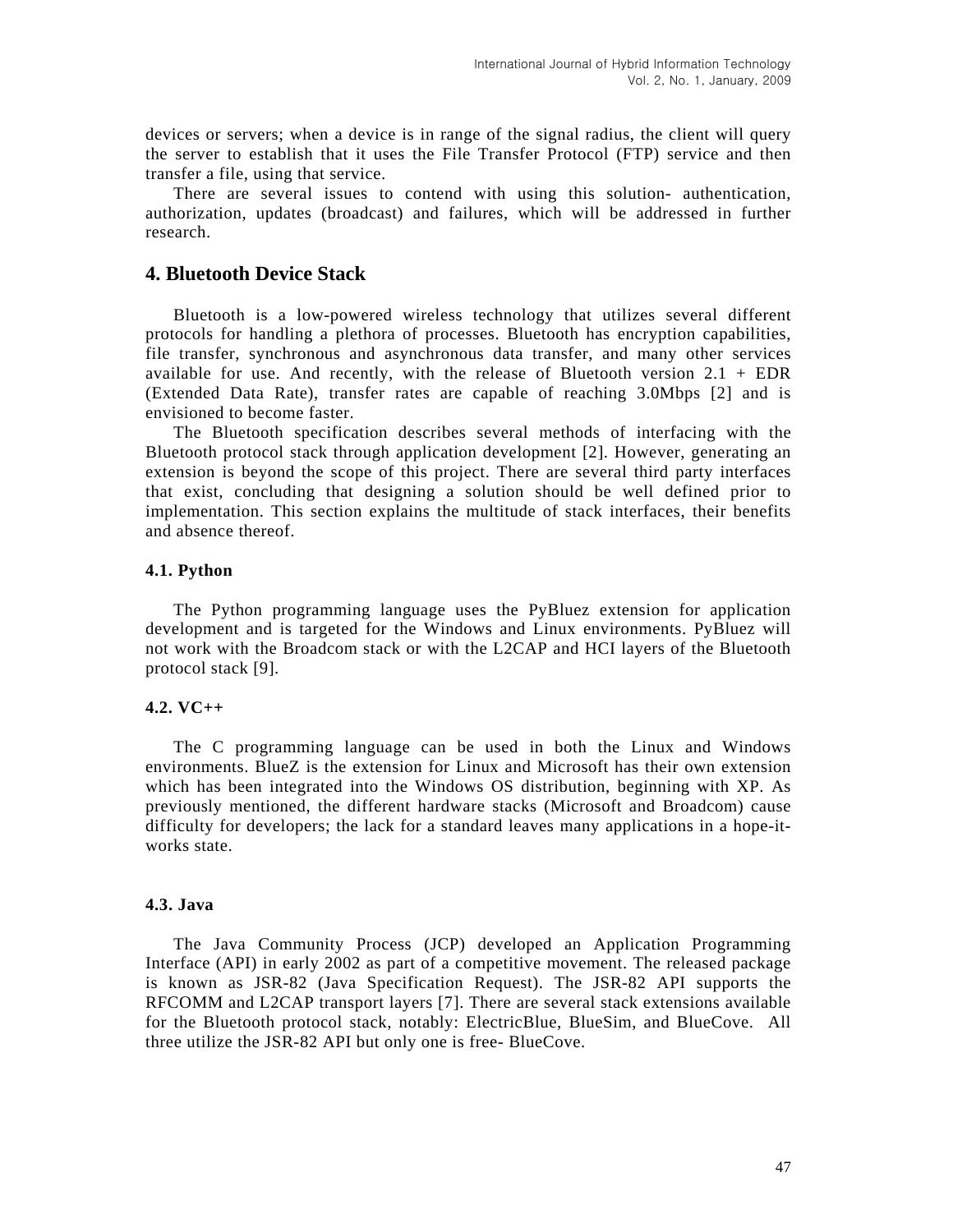devices or servers; when a device is in range of the signal radius, the client will query the server to establish that it uses the File Transfer Protocol (FTP) service and then transfer a file, using that service.

There are several issues to contend with using this solution- authentication, authorization, updates (broadcast) and failures, which will be addressed in further research.

## 4. Bluetooth Device Stack

Bluetooth is a low-powered wireless technology that utilizes several different protocols for handling a plethora of processes. Bluetooth has encryption capabilities, file transfer, synchronous and asynchronous data transfer, and many other services available for use. And recently, with the release of Bluetooth version 2.1 + EDR (Extended Data Rate), transfer rates are capable of reaching 3.0Mbps [2] and is envisioned to become faster.

The Bluetooth specification describes several methods of interfacing with the Bluetooth protocol stack through application development [2]. However, generating an extension is beyond the scope of this project. There are several third party interfaces that exist, concluding that designing a solution should be well defined prior to implementation. This section explains the multitude of stack interfaces, their benefits and absence thereof.

### 4.1. Python

The Python programming language uses the PyBluez extension for application development and is targeted for the Windows and Linux environments. PyBluez will not work with the Broadcom stack or with the L2CAP and HCI layers of the Bluetooth protocol stack [9].

### 4.2. VC++

The C programming language can be used in both the Linux and Windows environments. BlueZ is the extension for Linux and Microsoft has their own extension which has been integrated into the Windows OS distribution, beginning with XP. As previously mentioned, the different hardware stacks (Microsoft and Broadcom) cause difficulty for developers; the lack for a standard leaves many applications in a hope-it-works state.

### 4.3. Java

The Java Community Process (JCP) developed an Application Programming Interface (API) in early 2002 as part of a competitive movement. The released package is known as JSR-82 (Java Specification Request). The JSR-82 API supports the RFCOMM and L2CAP transport layers [7]. There are several stack extensions available for the Bluetooth protocol stack, notably: ElectricBlue, BlueSim, and BlueCove. All three utilize the JSR-82 API but only one is free- BlueCove.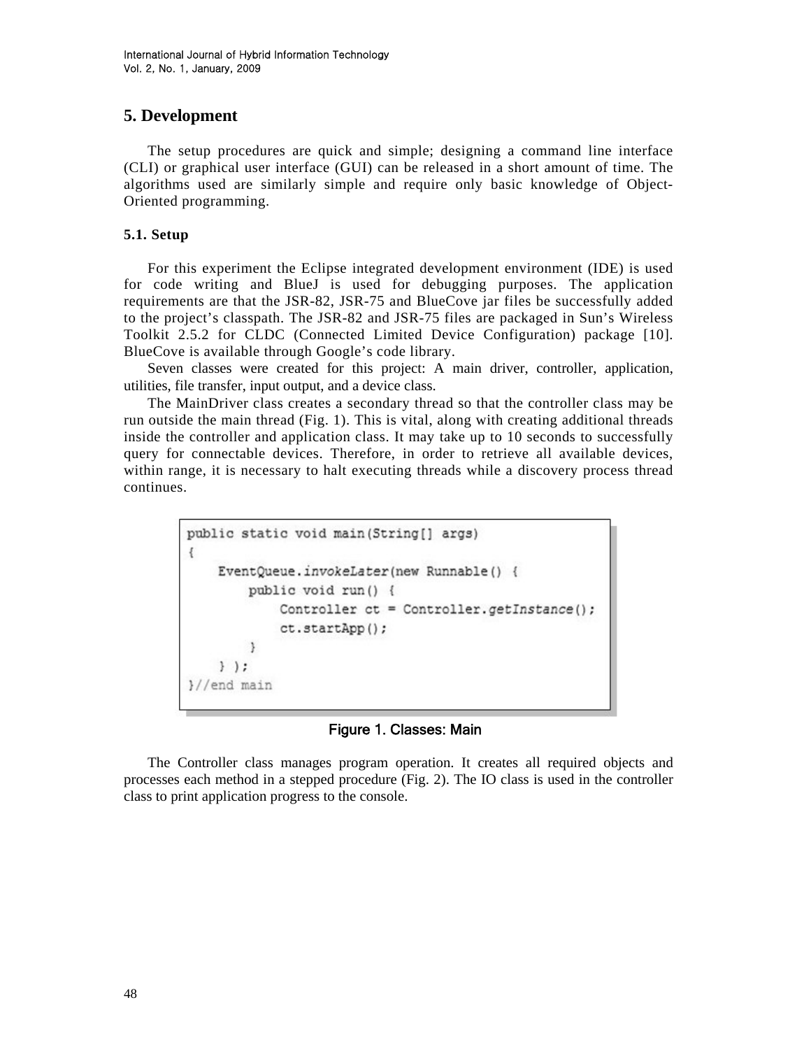## 5. Development

The setup procedures are quick and simple; designing a command line interface (CLI) or graphical user interface (GUI) can be released in a short amount of time. The algorithms used are similarly simple and require only basic knowledge of Object-Oriented programming.

### 5.1. Setup

For this experiment the Eclipse integrated development environment (IDE) is used for code writing and BlueJ is used for debugging purposes. The application requirements are that the JSR-82, JSR-75 and BlueCove jar files be successfully added to the project's classpath. The JSR-82 and JSR-75 files are packaged in Sun's Wireless Toolkit 2.5.2 for CLDC (Connected Limited Device Configuration) package [10]. BlueCove is available through Google's code library.

Seven classes were created for this project: A main driver, controller, application, utilities, file transfer, input output, and a device class.

The MainDriver class creates a secondary thread so that the controller class may be run outside the main thread (Fig. 1). This is vital, along with creating additional threads inside the controller and application class. It may take up to 10 seconds to successfully query for connectable devices. Therefore, in order to retrieve all available devices, within range, it is necessary to halt executing threads while a discovery process thread continues.

```
public static void main(String[] args)
{
    EventQueue.invokeLater(new Runnable() {
        public void run() {
            Controller ct = Controller.getInstance();
            ct.startApp();
        }
    } );
}//end main
```

Figure 1. Classes: Main

The Controller class manages program operation. It creates all required objects and processes each method in a stepped procedure (Fig. 2). The IO class is used in the controller class to print application progress to the console.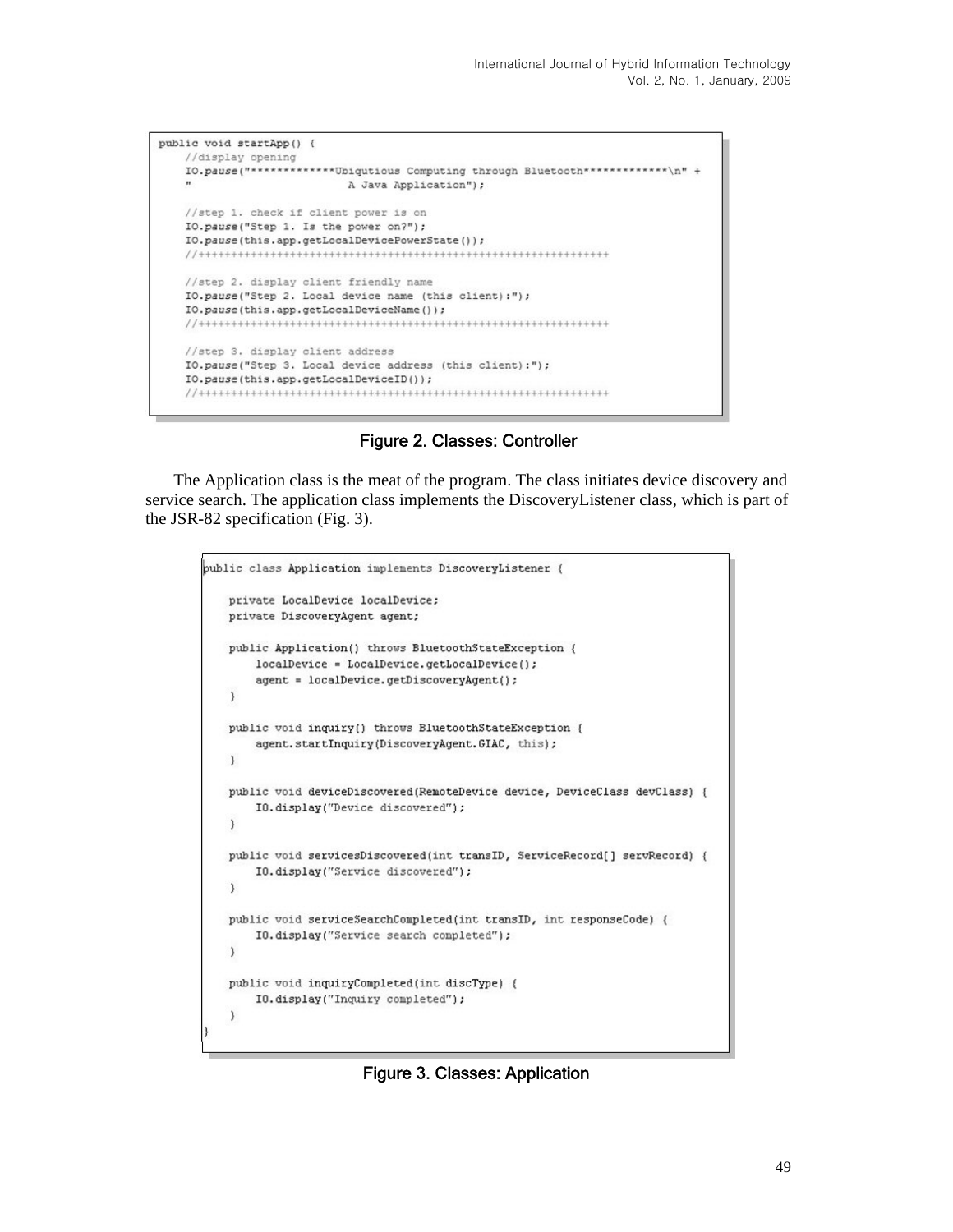```java
public void startApp() {
    //display opening
    IO.pause("*************Ubiqutious Computing through Bluetooth*************\n" +
    "                    A Java Application");

    //step 1. check if client power is on
    IO.pause("Step 1. Is the power on?");
    IO.pause(this.app.getLocalDevicePowerState());
    //++++++++++++++++++++++++++++++++++++++++++++++++++++++++++++++++

    //step 2. display client friendly name
    IO.pause("Step 2. Local device name (this client):");
    IO.pause(this.app.getLocalDeviceName());
    //++++++++++++++++++++++++++++++++++++++++++++++++++++++++++++++++

    //step 3. display client address
    IO.pause("Step 3. Local device address (this client):");
    IO.pause(this.app.getLocalDeviceID());
    //++++++++++++++++++++++++++++++++++++++++++++++++++++++++++++++++
```

Figure 2. Classes: Controller

The Application class is the meat of the program. The class initiates device discovery and service search. The application class implements the DiscoveryListener class, which is part of the JSR-82 specification (Fig. 3).

```java
public class Application implements DiscoveryListener {

    private LocalDevice localDevice;
    private DiscoveryAgent agent;

    public Application() throws BluetoothStateException {
        localDevice = LocalDevice.getLocalDevice();
        agent = localDevice.getDiscoveryAgent();
    }

    public void inquiry() throws BluetoothStateException {
        agent.startInquiry(DiscoveryAgent.GIAC, this);
    }

    public void deviceDiscovered(RemoteDevice device, DeviceClass devClass) {
        IO.display("Device discovered");
    }

    public void servicesDiscovered(int transID, ServiceRecord[] servRecord) {
        IO.display("Service discovered");
    }

    public void serviceSearchCompleted(int transID, int responseCode) {
        IO.display("Service search completed");
    }

    public void inquiryCompleted(int discType) {
        IO.display("Inquiry completed");
    }
}
```

Figure 3. Classes: Application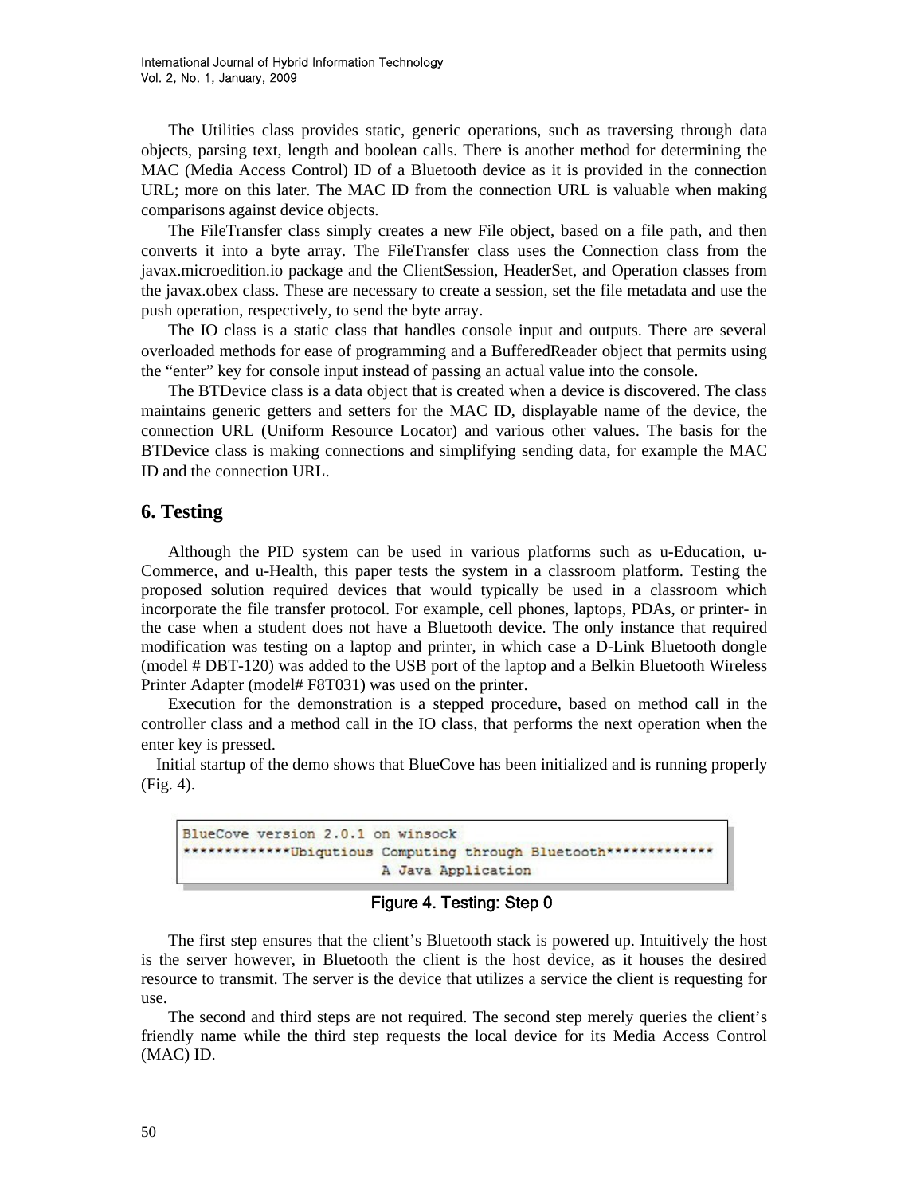The Utilities class provides static, generic operations, such as traversing through data objects, parsing text, length and boolean calls. There is another method for determining the MAC (Media Access Control) ID of a Bluetooth device as it is provided in the connection URL; more on this later. The MAC ID from the connection URL is valuable when making comparisons against device objects.

The FileTransfer class simply creates a new File object, based on a file path, and then converts it into a byte array. The FileTransfer class uses the Connection class from the javax.microedition.io package and the ClientSession, HeaderSet, and Operation classes from the javax.obex class. These are necessary to create a session, set the file metadata and use the push operation, respectively, to send the byte array.

The IO class is a static class that handles console input and outputs. There are several overloaded methods for ease of programming and a BufferedReader object that permits using the "enter" key for console input instead of passing an actual value into the console.

The BTDevice class is a data object that is created when a device is discovered. The class maintains generic getters and setters for the MAC ID, displayable name of the device, the connection URL (Uniform Resource Locator) and various other values. The basis for the BTDevice class is making connections and simplifying sending data, for example the MAC ID and the connection URL.

## 6. Testing

Although the PID system can be used in various platforms such as u-Education, u-Commerce, and u-Health, this paper tests the system in a classroom platform. Testing the proposed solution required devices that would typically be used in a classroom which incorporate the file transfer protocol. For example, cell phones, laptops, PDAs, or printer- in the case when a student does not have a Bluetooth device. The only instance that required modification was testing on a laptop and printer, in which case a D-Link Bluetooth dongle (model # DBT-120) was added to the USB port of the laptop and a Belkin Bluetooth Wireless Printer Adapter (model# F8T031) was used on the printer.

Execution for the demonstration is a stepped procedure, based on method call in the controller class and a method call in the IO class, that performs the next operation when the enter key is pressed.

Initial startup of the demo shows that BlueCove has been initialized and is running properly (Fig. 4).

```
BlueCove version 2.0.1 on winsock
*************Ubiqutious Computing through Bluetooth*************
                        A Java Application
```

Figure 4. Testing: Step 0

The first step ensures that the client's Bluetooth stack is powered up. Intuitively the host is the server however, in Bluetooth the client is the host device, as it houses the desired resource to transmit. The server is the device that utilizes a service the client is requesting for use.

The second and third steps are not required. The second step merely queries the client's friendly name while the third step requests the local device for its Media Access Control (MAC) ID.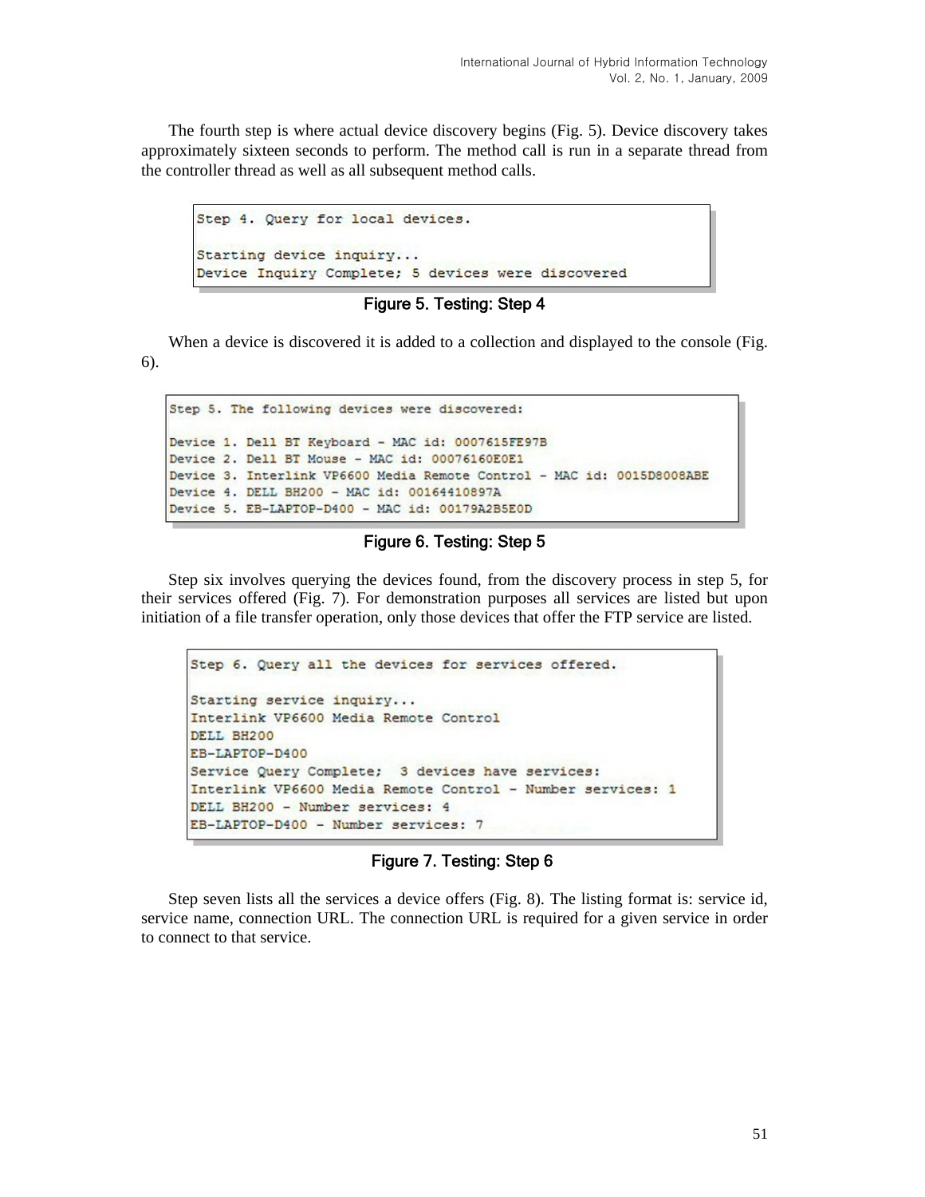The fourth step is where actual device discovery begins (Fig. 5). Device discovery takes approximately sixteen seconds to perform. The method call is run in a separate thread from the controller thread as well as all subsequent method calls.

```
Step 4. Query for local devices.

Starting device inquiry...
Device Inquiry Complete; 5 devices were discovered
```

Figure 5. Testing: Step 4

When a device is discovered it is added to a collection and displayed to the console (Fig. 6).

```
Step 5. The following devices were discovered:

Device 1. Dell BT Keyboard - MAC id: 0007615FE97B
Device 2. Dell BT Mouse - MAC id: 00076160E0E1
Device 3. Interlink VP6600 Media Remote Control - MAC id: 0015D8008ABE
Device 4. DELL BH200 - MAC id: 00164410897A
Device 5. EB-LAPTOP-D400 - MAC id: 00179A2B5E0D
```

Figure 6. Testing: Step 5

Step six involves querying the devices found, from the discovery process in step 5, for their services offered (Fig. 7). For demonstration purposes all services are listed but upon initiation of a file transfer operation, only those devices that offer the FTP service are listed.

```
Step 6. Query all the devices for services offered.

Starting service inquiry...
Interlink VP6600 Media Remote Control
DELL BH200
EB-LAPTOP-D400
Service Query Complete;  3 devices have services:
Interlink VP6600 Media Remote Control - Number services: 1
DELL BH200 - Number services: 4
EB-LAPTOP-D400 - Number services: 7
```

Figure 7. Testing: Step 6

Step seven lists all the services a device offers (Fig. 8). The listing format is: service id, service name, connection URL. The connection URL is required for a given service in order to connect to that service.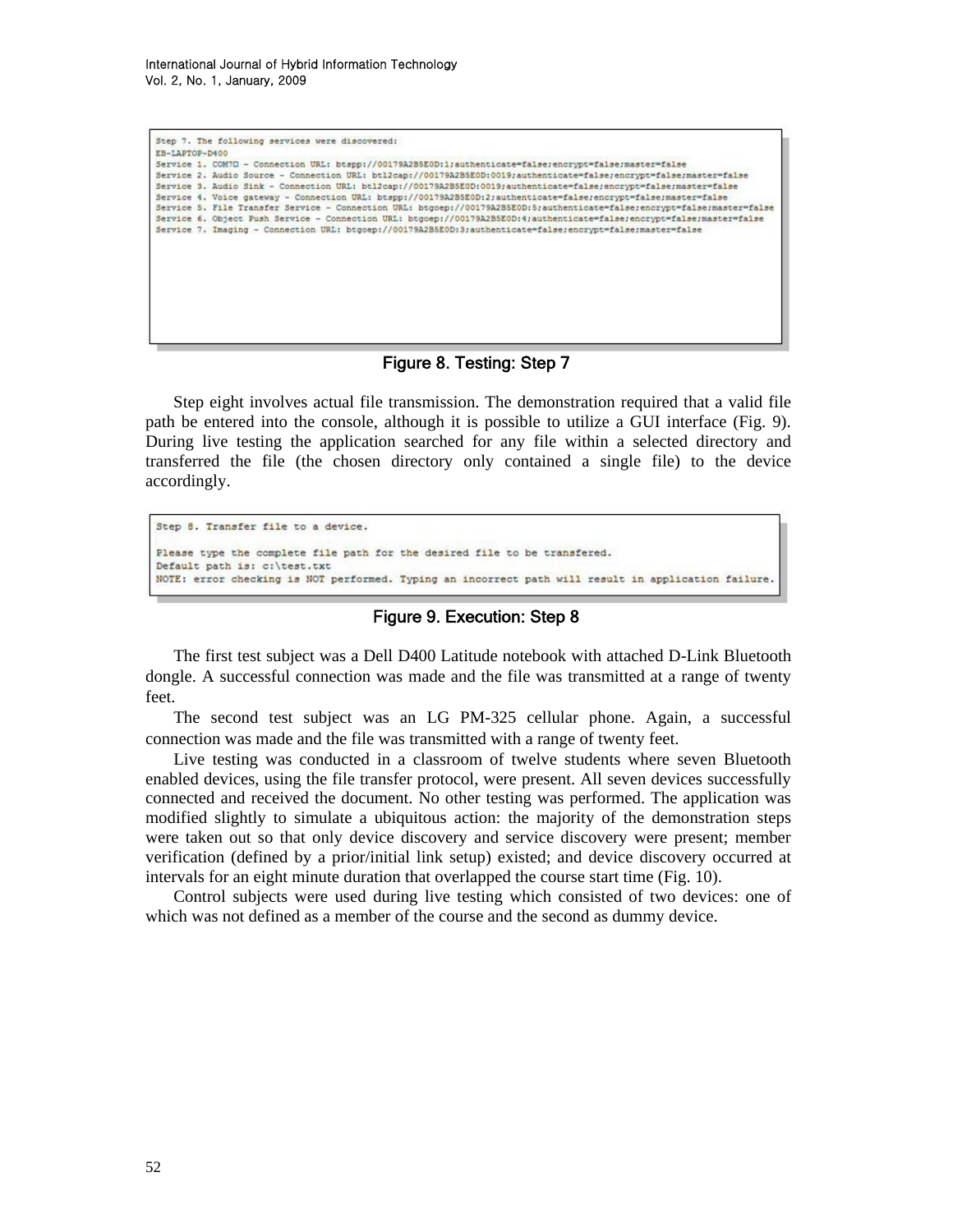```
Step 7. The following services were discovered:
EB-LAPTOP-D400
Service 1. COM7□ - Connection URL: btspp://00179A2B5E0D:1;authenticate=false;encrypt=false;master=false
Service 2. Audio Source - Connection URL: btl2cap://00179A2B5E0D:0019;authenticate=false;encrypt=false;master=false
Service 3. Audio Sink - Connection URL: btl2cap://00179A2B5E0D:0019;authenticate=false;encrypt=false;master=false
Service 4. Voice gateway - Connection URL: btspp://00179A2B5E0D:2;authenticate=false;encrypt=false;master=false
Service 5. File Transfer Service - Connection URL: btgoep://00179A2B5E0D:5;authenticate=false;encrypt=false;master=false
Service 6. Object Push Service - Connection URL: btgoep://00179A2B5E0D:4;authenticate=false;encrypt=false;master=false
Service 7. Imaging - Connection URL: btgoep://00179A2B5E0D:3;authenticate=false;encrypt=false;master=false
```

**Figure 8. Testing: Step 7**

Step eight involves actual file transmission. The demonstration required that a valid file path be entered into the console, although it is possible to utilize a GUI interface (Fig. 9). During live testing the application searched for any file within a selected directory and transferred the file (the chosen directory only contained a single file) to the device accordingly.

```
Step 8. Transfer file to a device.

Please type the complete file path for the desired file to be transfered.
Default path is: c:\test.txt
NOTE: error checking is NOT performed. Typing an incorrect path will result in application failure.
```

**Figure 9. Execution: Step 8**

The first test subject was a Dell D400 Latitude notebook with attached D-Link Bluetooth dongle. A successful connection was made and the file was transmitted at a range of twenty feet.

The second test subject was an LG PM-325 cellular phone. Again, a successful connection was made and the file was transmitted with a range of twenty feet.

Live testing was conducted in a classroom of twelve students where seven Bluetooth enabled devices, using the file transfer protocol, were present. All seven devices successfully connected and received the document. No other testing was performed. The application was modified slightly to simulate a ubiquitous action: the majority of the demonstration steps were taken out so that only device discovery and service discovery were present; member verification (defined by a prior/initial link setup) existed; and device discovery occurred at intervals for an eight minute duration that overlapped the course start time (Fig. 10).

Control subjects were used during live testing which consisted of two devices: one of which was not defined as a member of the course and the second as dummy device.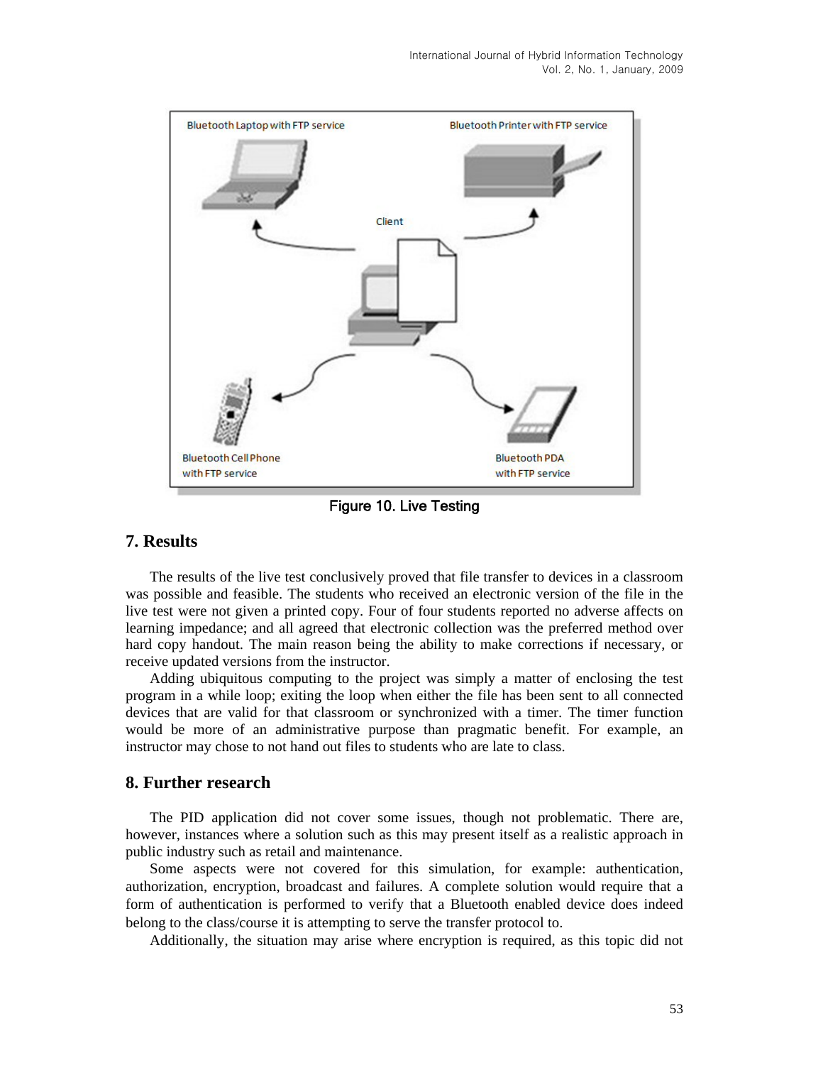Figure 10. Live Testing

## 7. Results

The results of the live test conclusively proved that file transfer to devices in a classroom was possible and feasible. The students who received an electronic version of the file in the live test were not given a printed copy. Four of four students reported no adverse affects on learning impedance; and all agreed that electronic collection was the preferred method over hard copy handout. The main reason being the ability to make corrections if necessary, or receive updated versions from the instructor.

Adding ubiquitous computing to the project was simply a matter of enclosing the test program in a while loop; exiting the loop when either the file has been sent to all connected devices that are valid for that classroom or synchronized with a timer. The timer function would be more of an administrative purpose than pragmatic benefit. For example, an instructor may chose to not hand out files to students who are late to class.

## 8. Further research

The PID application did not cover some issues, though not problematic. There are, however, instances where a solution such as this may present itself as a realistic approach in public industry such as retail and maintenance.

Some aspects were not covered for this simulation, for example: authentication, authorization, encryption, broadcast and failures. A complete solution would require that a form of authentication is performed to verify that a Bluetooth enabled device does indeed belong to the class/course it is attempting to serve the transfer protocol to.

Additionally, the situation may arise where encryption is required, as this topic did not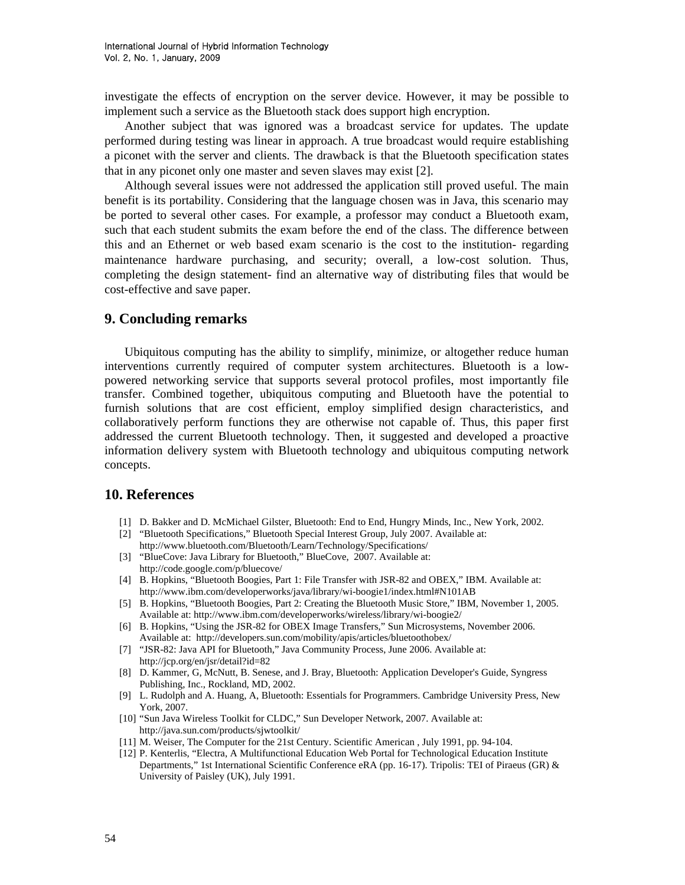investigate the effects of encryption on the server device. However, it may be possible to implement such a service as the Bluetooth stack does support high encryption.

Another subject that was ignored was a broadcast service for updates. The update performed during testing was linear in approach. A true broadcast would require establishing a piconet with the server and clients. The drawback is that the Bluetooth specification states that in any piconet only one master and seven slaves may exist [2].

Although several issues were not addressed the application still proved useful. The main benefit is its portability. Considering that the language chosen was in Java, this scenario may be ported to several other cases. For example, a professor may conduct a Bluetooth exam, such that each student submits the exam before the end of the class. The difference between this and an Ethernet or web based exam scenario is the cost to the institution- regarding maintenance hardware purchasing, and security; overall, a low-cost solution. Thus, completing the design statement- find an alternative way of distributing files that would be cost-effective and save paper.

## 9. Concluding remarks

Ubiquitous computing has the ability to simplify, minimize, or altogether reduce human interventions currently required of computer system architectures. Bluetooth is a low-powered networking service that supports several protocol profiles, most importantly file transfer. Combined together, ubiquitous computing and Bluetooth have the potential to furnish solutions that are cost efficient, employ simplified design characteristics, and collaboratively perform functions they are otherwise not capable of. Thus, this paper first addressed the current Bluetooth technology. Then, it suggested and developed a proactive information delivery system with Bluetooth technology and ubiquitous computing network concepts.

## 10. References

[1] D. Bakker and D. McMichael Gilster, Bluetooth: End to End, Hungry Minds, Inc., New York, 2002.

[2] "Bluetooth Specifications," Bluetooth Special Interest Group, July 2007. Available at: http://www.bluetooth.com/Bluetooth/Learn/Technology/Specifications/

[3] "BlueCove: Java Library for Bluetooth," BlueCove, 2007. Available at: http://code.google.com/p/bluecove/

[4] B. Hopkins, "Bluetooth Boogies, Part 1: File Transfer with JSR-82 and OBEX," IBM. Available at: http://www.ibm.com/developerworks/java/library/wi-boogie1/index.html#N101AB

[5] B. Hopkins, "Bluetooth Boogies, Part 2: Creating the Bluetooth Music Store," IBM, November 1, 2005. Available at: http://www.ibm.com/developerworks/wireless/library/wi-boogie2/

[6] B. Hopkins, "Using the JSR-82 for OBEX Image Transfers," Sun Microsystems, November 2006. Available at: http://developers.sun.com/mobility/apis/articles/bluetoothobex/

[7] "JSR-82: Java API for Bluetooth," Java Community Process, June 2006. Available at: http://jcp.org/en/jsr/detail?id=82

[8] D. Kammer, G, McNutt, B. Senese, and J. Bray, Bluetooth: Application Developer's Guide, Syngress Publishing, Inc., Rockland, MD, 2002.

[9] L. Rudolph and A. Huang, A, Bluetooth: Essentials for Programmers. Cambridge University Press, New York, 2007.

[10] "Sun Java Wireless Toolkit for CLDC," Sun Developer Network, 2007. Available at: http://java.sun.com/products/sjwtoolkit/

[11] M. Weiser, The Computer for the 21st Century. Scientific American , July 1991, pp. 94-104.

[12] P. Kenterlis, "Electra, A Multifunctional Education Web Portal for Technological Education Institute Departments," 1st International Scientific Conference eRA (pp. 16-17). Tripolis: TEI of Piraeus (GR) & University of Paisley (UK), July 1991.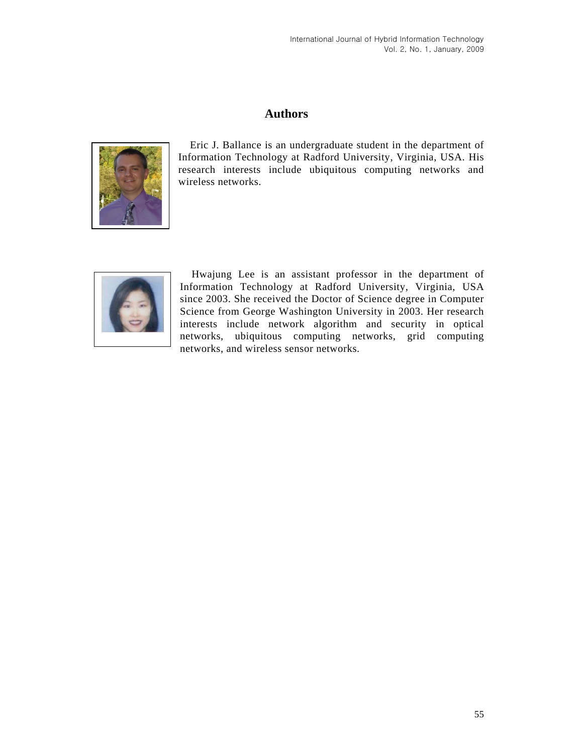## Authors

Eric J. Ballance is an undergraduate student in the department of Information Technology at Radford University, Virginia, USA. His research interests include ubiquitous computing networks and wireless networks.

Hwajung Lee is an assistant professor in the department of Information Technology at Radford University, Virginia, USA since 2003. She received the Doctor of Science degree in Computer Science from George Washington University in 2003. Her research interests include network algorithm and security in optical networks, ubiquitous computing networks, grid computing networks, and wireless sensor networks.